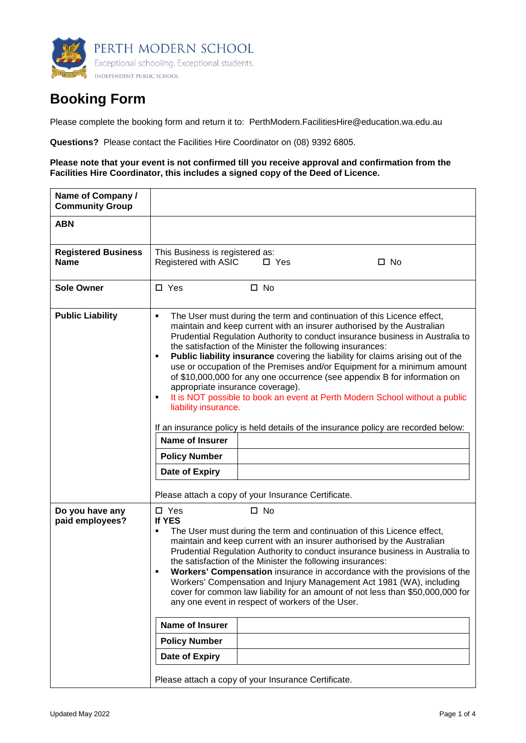PERTH MODERN SCHOOL

Exceptional schooling. Exceptional students.

INDEPENDENT PUBLIC SCHOOL

# Booking Form

Please complete the booking form and return it to: PerthModern.FacilitiesHire@education.wa.edu.au

**Questions?** Please contact the Facilities Hire Coordinator on (08) 9392 6805.

**Please note that your event is not confirmed till you receive approval and confirmation from the Facilities Hire Coordinator, this includes a signed copy of the Deed of Licence.**

| | |
|---|---|
| **Name of Company / Community Group** | |
| **ABN** | |
| **Registered Business Name** | This Business is registered as:<br>Registered with ASIC ☐ Yes ☐ No |
| **Sole Owner** | ☐ Yes ☐ No |
| **Public Liability** | ▪ The User must during the term and continuation of this Licence effect, maintain and keep current with an insurer authorised by the Australian Prudential Regulation Authority to conduct insurance business in Australia to the satisfaction of the Minister the following insurances:<br>▪ **Public liability insurance** covering the liability for claims arising out of the use or occupation of the Premises and/or Equipment for a minimum amount of $10,000,000 for any one occurrence (see appendix B for information on appropriate insurance coverage).<br>▪ It is NOT possible to book an event at Perth Modern School without a public liability insurance.<br><br>If an insurance policy is held details of the insurance policy are recorded below:<br>**Name of Insurer:**<br>**Policy Number:**<br>**Date of Expiry:**<br><br>Please attach a copy of your Insurance Certificate. |
| **Do you have any paid employees?** | ☐ Yes ☐ No<br>**If YES**<br>▪ The User must during the term and continuation of this Licence effect, maintain and keep current with an insurer authorised by the Australian Prudential Regulation Authority to conduct insurance business in Australia to the satisfaction of the Minister the following insurances:<br>▪ **Workers' Compensation** insurance in accordance with the provisions of the Workers' Compensation and Injury Management Act 1981 (WA), including cover for common law liability for an amount of not less than $50,000,000 for any one event in respect of workers of the User.<br><br>**Name of Insurer:**<br>**Policy Number:**<br>**Date of Expiry:**<br><br>Please attach a copy of your Insurance Certificate. |

Updated May 2022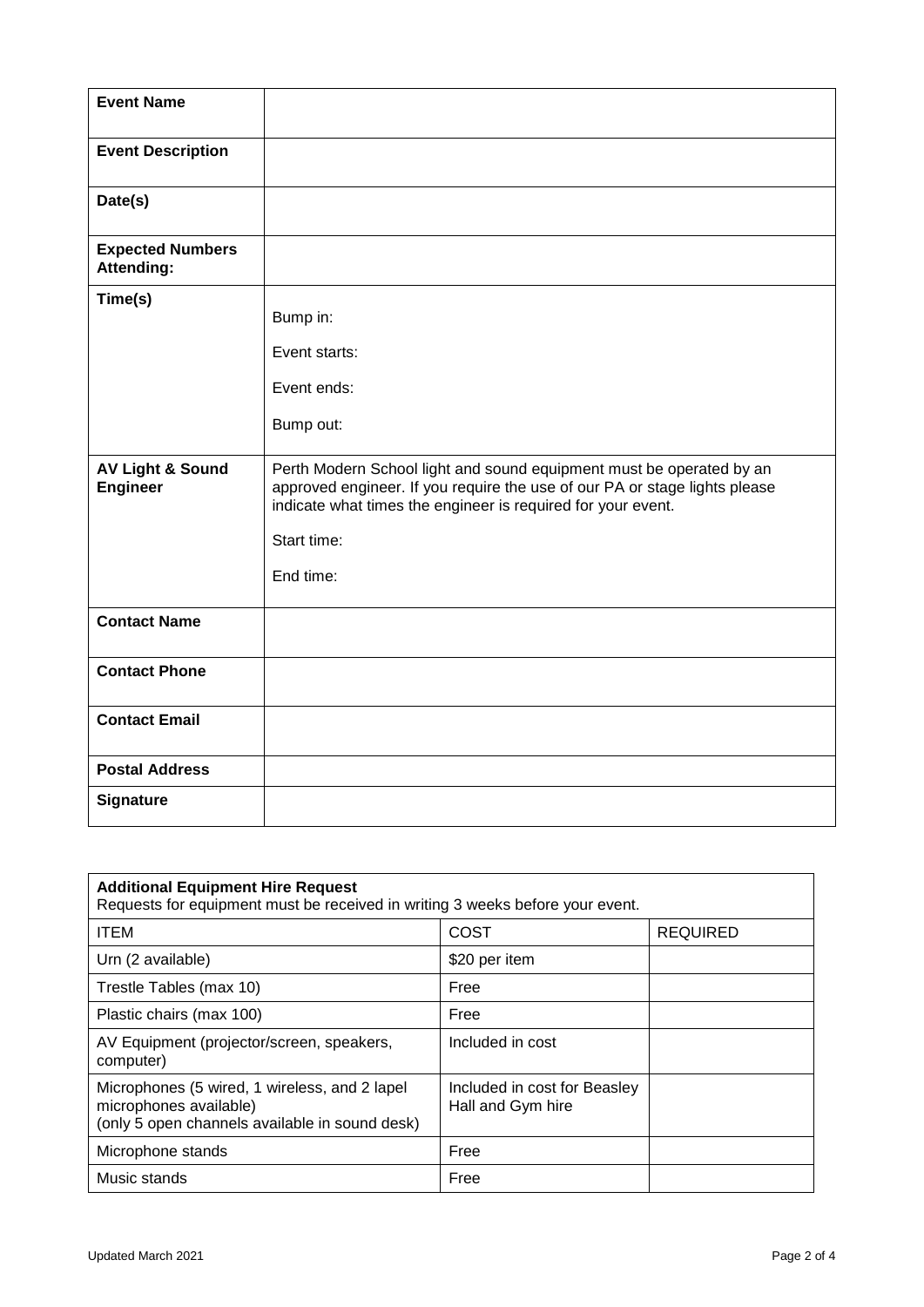| **Event Name** | |
|---|---|
| **Event Description** | |
| **Date(s)** | |
| **Expected Numbers Attending:** | |
| **Time(s)** | Bump in:<br><br>Event starts:<br><br>Event ends:<br><br>Bump out: |
| **AV Light & Sound Engineer** | Perth Modern School light and sound equipment must be operated by an approved engineer. If you require the use of our PA or stage lights please indicate what times the engineer is required for your event.<br><br>Start time:<br><br>End time: |
| **Contact Name** | |
| **Contact Phone** | |
| **Contact Email** | |
| **Postal Address** | |
| **Signature** | |

**Additional Equipment Hire Request**
Requests for equipment must be received in writing 3 weeks before your event.

| ITEM | COST | REQUIRED |
|---|---|---|
| Urn (2 available) | $20 per item | |
| Trestle Tables (max 10) | Free | |
| Plastic chairs (max 100) | Free | |
| AV Equipment (projector/screen, speakers, computer) | Included in cost | |
| Microphones (5 wired, 1 wireless, and 2 lapel microphones available) (only 5 open channels available in sound desk) | Included in cost for Beasley Hall and Gym hire | |
| Microphone stands | Free | |
| Music stands | Free | |

Updated March 2021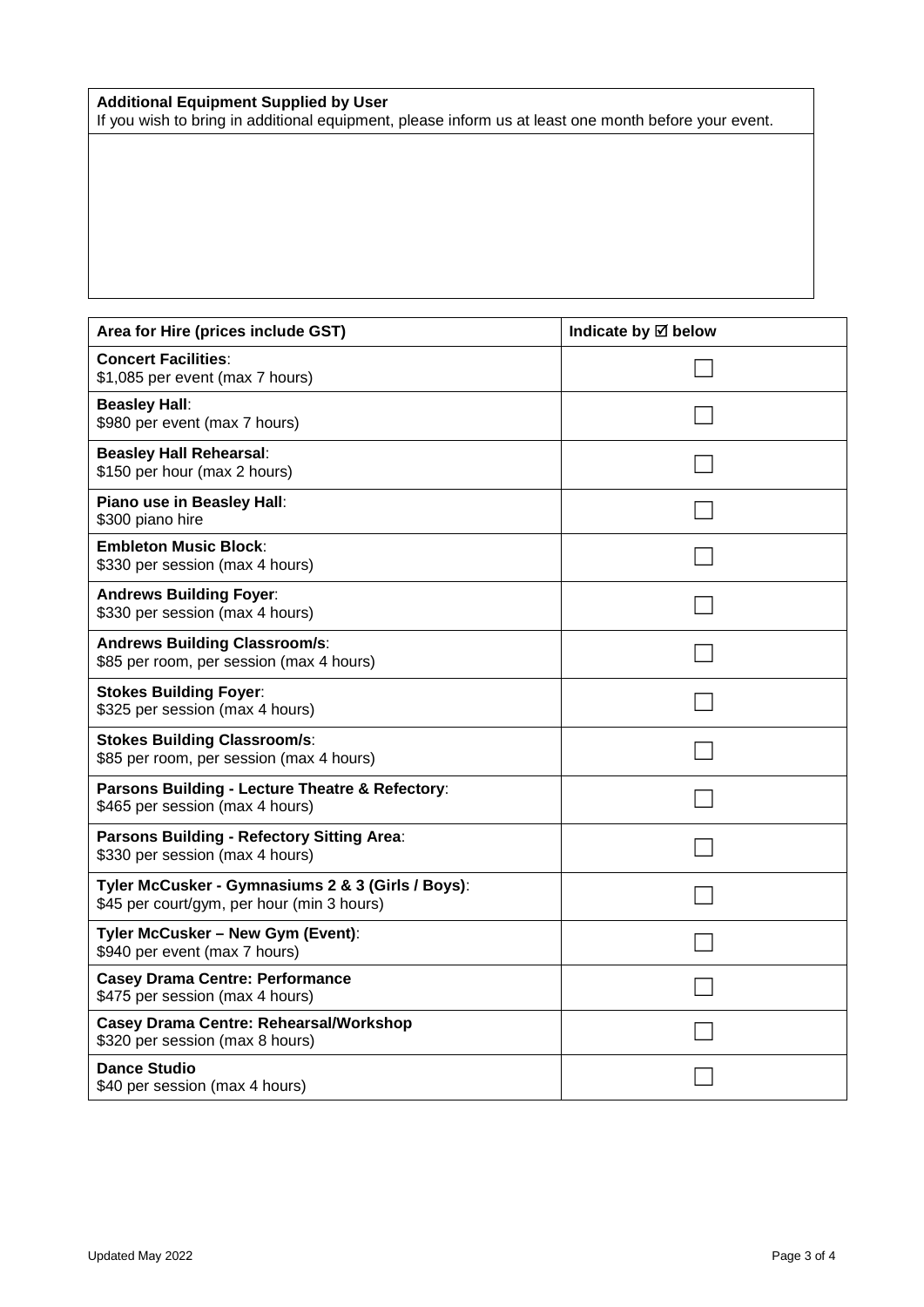| Additional Equipment Supplied by User<br>If you wish to bring in additional equipment, please inform us at least one month before your event. |
| --- |
| |

| Area for Hire (prices include GST) | Indicate by ☑ below |
| --- | --- |
| **Concert Facilities**:<br>$1,085 per event (max 7 hours) | ☐ |
| **Beasley Hall**:<br>$980 per event (max 7 hours) | ☐ |
| **Beasley Hall Rehearsal**:<br>$150 per hour (max 2 hours) | ☐ |
| **Piano use in Beasley Hall**:<br>$300 piano hire | ☐ |
| **Embleton Music Block**:<br>$330 per session (max 4 hours) | ☐ |
| **Andrews Building Foyer**:<br>$330 per session (max 4 hours) | ☐ |
| **Andrews Building Classroom/s**:<br>$85 per room, per session (max 4 hours) | ☐ |
| **Stokes Building Foyer**:<br>$325 per session (max 4 hours) | ☐ |
| **Stokes Building Classroom/s**:<br>$85 per room, per session (max 4 hours) | ☐ |
| **Parsons Building - Lecture Theatre & Refectory**:<br>$465 per session (max 4 hours) | ☐ |
| **Parsons Building - Refectory Sitting Area**:<br>$330 per session (max 4 hours) | ☐ |
| **Tyler McCusker - Gymnasiums 2 & 3 (Girls / Boys)**:<br>$45 per court/gym, per hour (min 3 hours) | ☐ |
| **Tyler McCusker – New Gym (Event)**:<br>$940 per event (max 7 hours) | ☐ |
| **Casey Drama Centre: Performance**<br>$475 per session (max 4 hours) | ☐ |
| **Casey Drama Centre: Rehearsal/Workshop**<br>$320 per session (max 8 hours) | ☐ |
| **Dance Studio**<br>$40 per session (max 4 hours) | ☐ |

Updated May 2022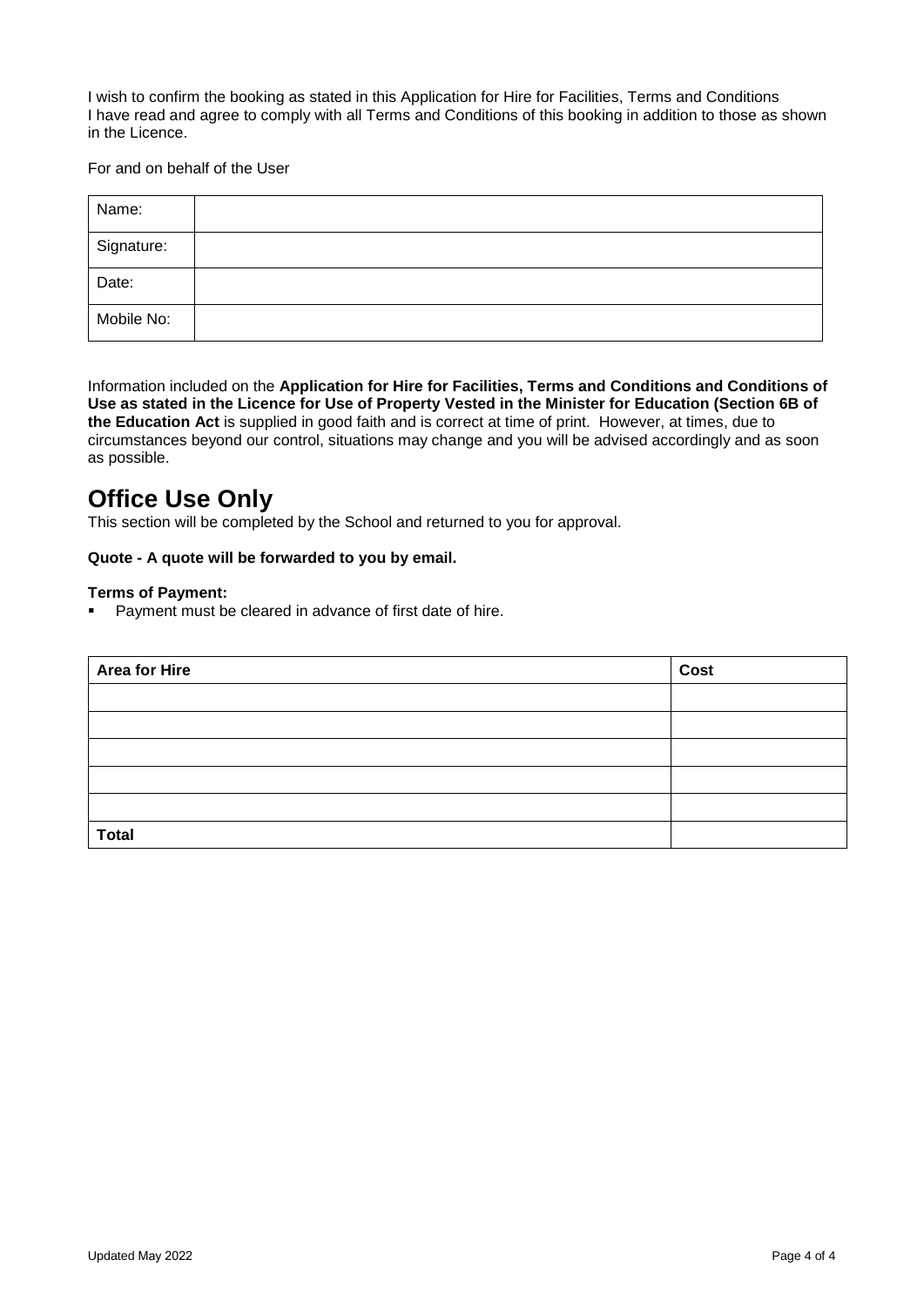I wish to confirm the booking as stated in this Application for Hire for Facilities, Terms and Conditions
I have read and agree to comply with all Terms and Conditions of this booking in addition to those as shown in the Licence.

For and on behalf of the User

| | |
|---|---|
| Name: | |
| Signature: | |
| Date: | |
| Mobile No: | |

Information included on the **Application for Hire for Facilities, Terms and Conditions and Conditions of Use as stated in the Licence for Use of Property Vested in the Minister for Education (Section 6B of the Education Act** is supplied in good faith and is correct at time of print. However, at times, due to circumstances beyond our control, situations may change and you will be advised accordingly and as soon as possible.

# Office Use Only

This section will be completed by the School and returned to you for approval.

**Quote - A quote will be forwarded to you by email.**

**Terms of Payment:**

- Payment must be cleared in advance of first date of hire.

| Area for Hire | Cost |
|---|---|
| | |
| | |
| | |
| | |
| | |
| **Total** | |